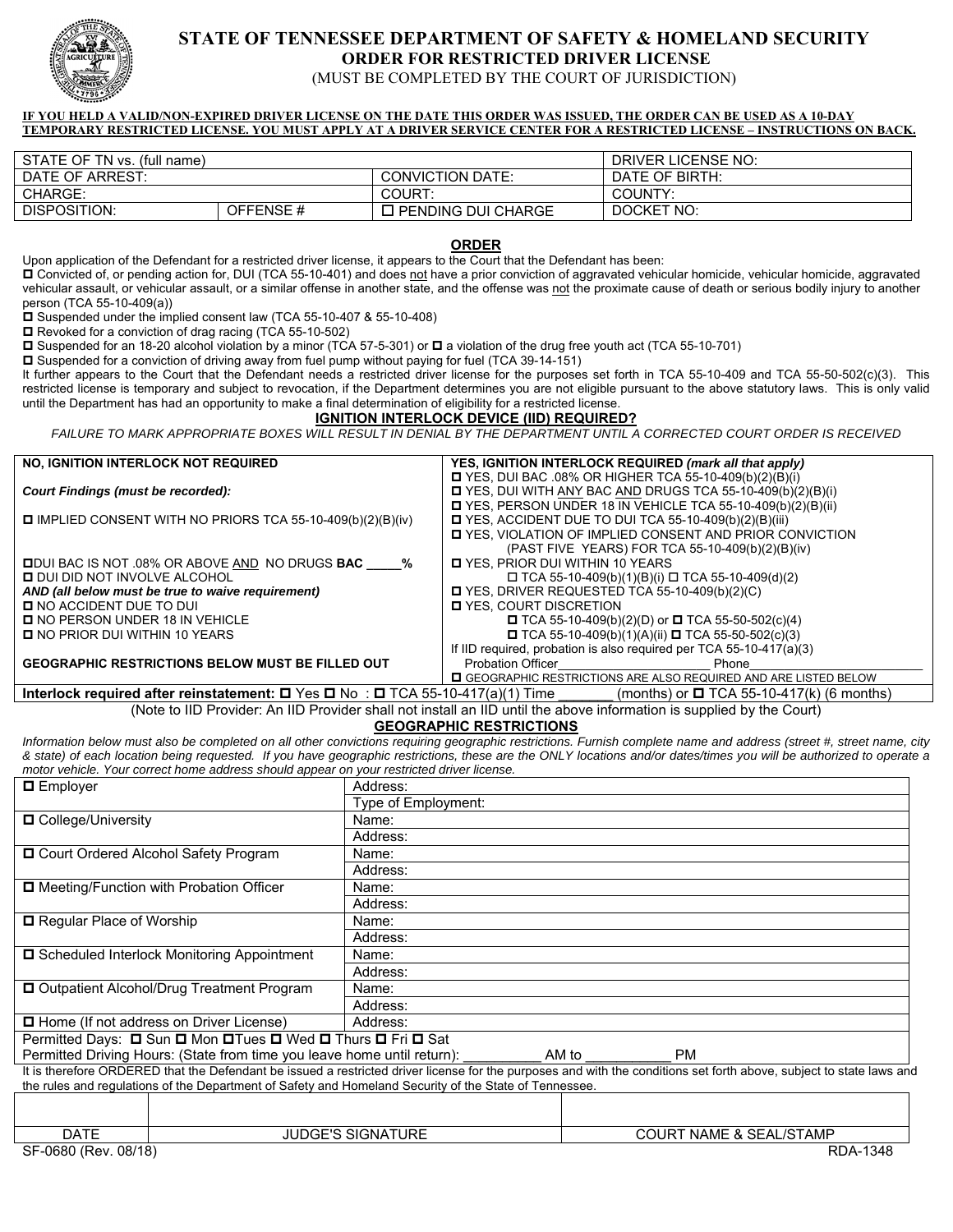# STATE OF TENNESSEE DEPARTMENT OF SAFETY & HOMELAND SECURITY

## ORDER FOR RESTRICTED DRIVER LICENSE

(MUST BE COMPLETED BY THE COURT OF JURISDICTION)

**IF YOU HELD A VALID/NON-EXPIRED DRIVER LICENSE ON THE DATE THIS ORDER WAS ISSUED, THE ORDER CAN BE USED AS A 10-DAY TEMPORARY RESTRICTED LICENSE. YOU MUST APPLY AT A DRIVER SERVICE CENTER FOR A RESTRICTED LICENSE – INSTRUCTIONS ON BACK.**

| STATE OF TN vs. (full name) | | | DRIVER LICENSE NO: |
|---|---|---|---|
| DATE OF ARREST: | | CONVICTION DATE: | DATE OF BIRTH: |
| CHARGE: | | COURT: | COUNTY: |
| DISPOSITION: | OFFENSE # | ☐ PENDING DUI CHARGE | DOCKET NO: |

### ORDER

Upon application of the Defendant for a restricted driver license, it appears to the Court that the Defendant has been:

☐ Convicted of, or pending action for, DUI (TCA 55-10-401) and does not have a prior conviction of aggravated vehicular homicide, vehicular homicide, aggravated vehicular assault, or vehicular assault, or a similar offense in another state, and the offense was not the proximate cause of death or serious bodily injury to another person (TCA 55-10-409(a))

☐ Suspended under the implied consent law (TCA 55-10-407 & 55-10-408)

☐ Revoked for a conviction of drag racing (TCA 55-10-502)

☐ Suspended for an 18-20 alcohol violation by a minor (TCA 57-5-301) or ☐ a violation of the drug free youth act (TCA 55-10-701)

☐ Suspended for a conviction of driving away from fuel pump without paying for fuel (TCA 39-14-151)

It further appears to the Court that the Defendant needs a restricted driver license for the purposes set forth in TCA 55-10-409 and TCA 55-50-502(c)(3). This restricted license is temporary and subject to revocation, if the Department determines you are not eligible pursuant to the above statutory laws. This is only valid until the Department has had an opportunity to make a final determination of eligibility for a restricted license.

### IGNITION INTERLOCK DEVICE (IID) REQUIRED?

*FAILURE TO MARK APPROPRIATE BOXES WILL RESULT IN DENIAL BY THE DEPARTMENT UNTIL A CORRECTED COURT ORDER IS RECEIVED*

| **NO, IGNITION INTERLOCK NOT REQUIRED** | **YES, IGNITION INTERLOCK REQUIRED** ***(mark all that apply)*** |
|---|---|
| ***Court Findings (must be recorded):*** | ☐ YES, DUI BAC .08% OR HIGHER TCA 55-10-409(b)(2)(B)(i) |
| ☐ IMPLIED CONSENT WITH NO PRIORS TCA 55-10-409(b)(2)(B)(iv) | ☐ YES, DUI WITH ANY BAC AND DRUGS TCA 55-10-409(b)(2)(B)(i) |
| ☐DUI BAC IS NOT .08% OR ABOVE AND NO DRUGS **BAC _____%** | ☐ YES, PERSON UNDER 18 IN VEHICLE TCA 55-10-409(b)(2)(B)(ii) |
| ☐ DUI DID NOT INVOLVE ALCOHOL | ☐ YES, ACCIDENT DUE TO DUI TCA 55-10-409(b)(2)(B)(iii) |
| ***AND (all below must be true to waive requirement)*** | ☐ YES, VIOLATION OF IMPLIED CONSENT AND PRIOR CONVICTION (PAST FIVE YEARS) FOR TCA 55-10-409(b)(2)(B)(iv) |
| ☐ NO ACCIDENT DUE TO DUI | ☐ YES, PRIOR DUI WITHIN 10 YEARS ☐ TCA 55-10-409(b)(1)(B)(i) ☐ TCA 55-10-409(d)(2) |
| ☐ NO PERSON UNDER 18 IN VEHICLE | ☐ YES, DRIVER REQUESTED TCA 55-10-409(b)(2)(C) |
| ☐ NO PRIOR DUI WITHIN 10 YEARS | ☐ YES, COURT DISCRETION ☐ TCA 55-10-409(b)(2)(D) or ☐ TCA 55-50-502(c)(4) ☐ TCA 55-10-409(b)(1)(A)(ii) ☐ TCA 55-50-502(c)(3) |
| **GEOGRAPHIC RESTRICTIONS BELOW MUST BE FILLED OUT** | If IID required, probation is also required per TCA 55-10-417(a)(3) Probation Officer_____________________ Phone_____________________ |
| | ☐ GEOGRAPHIC RESTRICTIONS ARE ALSO REQUIRED AND ARE LISTED BELOW |

**Interlock required after reinstatement:** ☐ Yes ☐ No : ☐ TCA 55-10-417(a)(1) Time _______ (months) or ☐ TCA 55-10-417(k) (6 months)

(Note to IID Provider: An IID Provider shall not install an IID until the above information is supplied by the Court)

### GEOGRAPHIC RESTRICTIONS

*Information below must also be completed on all other convictions requiring geographic restrictions. Furnish complete name and address (street #, street name, city & state) of each location being requested. If you have geographic restrictions, these are the ONLY locations and/or dates/times you will be authorized to operate a motor vehicle. Your correct home address should appear on your restricted driver license.*

| | |
|---|---|
| ☐ Employer | Address: |
| | Type of Employment: |
| ☐ College/University | Name: |
| | Address: |
| ☐ Court Ordered Alcohol Safety Program | Name: |
| | Address: |
| ☐ Meeting/Function with Probation Officer | Name: |
| | Address: |
| ☐ Regular Place of Worship | Name: |
| | Address: |
| ☐ Scheduled Interlock Monitoring Appointment | Name: |
| | Address: |
| ☐ Outpatient Alcohol/Drug Treatment Program | Name: |
| | Address: |
| ☐ Home (If not address on Driver License) | Address: |

Permitted Days: ☐ Sun ☐ Mon ☐Tues ☐ Wed ☐ Thurs ☐ Fri ☐ Sat

Permitted Driving Hours: (State from time you leave home until return): __________ AM to ___________ PM

It is therefore ORDERED that the Defendant be issued a restricted driver license for the purposes and with the conditions set forth above, subject to state laws and the rules and regulations of the Department of Safety and Homeland Security of the State of Tennessee.

| | | |
|---|---|---|
| DATE | JUDGE'S SIGNATURE | COURT NAME & SEAL/STAMP |

SF-0680 (Rev. 08/18) RDA-1348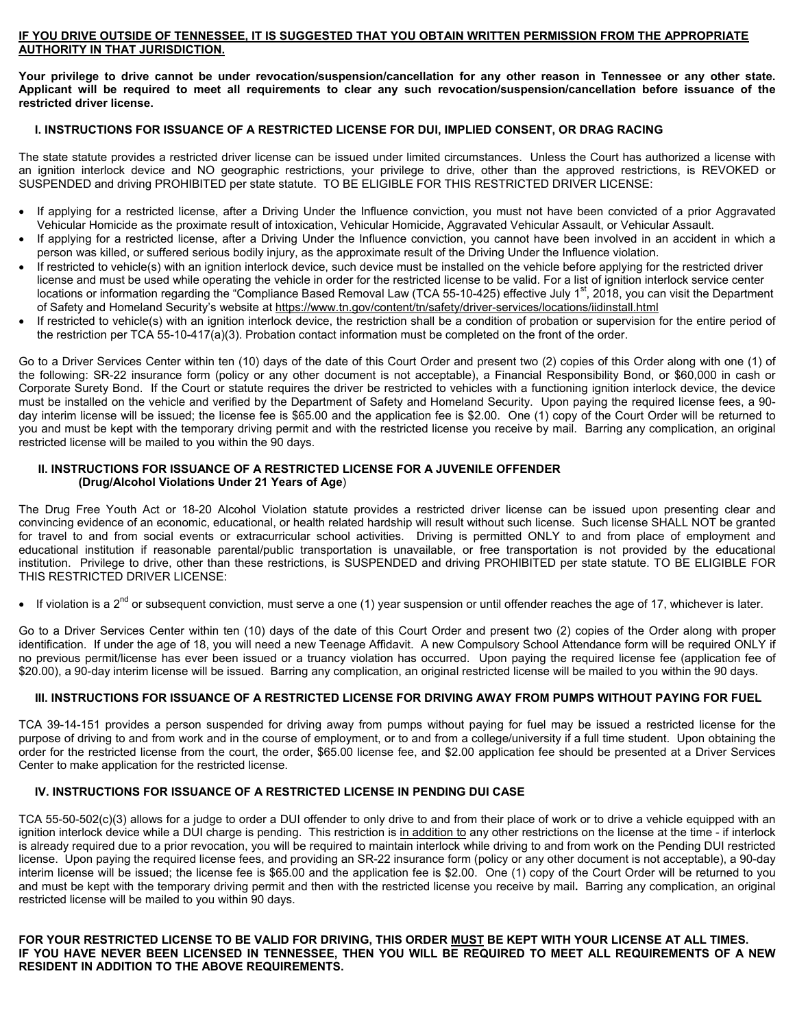**IF YOU DRIVE OUTSIDE OF TENNESSEE, IT IS SUGGESTED THAT YOU OBTAIN WRITTEN PERMISSION FROM THE APPROPRIATE AUTHORITY IN THAT JURISDICTION.**

**Your privilege to drive cannot be under revocation/suspension/cancellation for any other reason in Tennessee or any other state. Applicant will be required to meet all requirements to clear any such revocation/suspension/cancellation before issuance of the restricted driver license.**

## I. INSTRUCTIONS FOR ISSUANCE OF A RESTRICTED LICENSE FOR DUI, IMPLIED CONSENT, OR DRAG RACING

The state statute provides a restricted driver license can be issued under limited circumstances. Unless the Court has authorized a license with an ignition interlock device and NO geographic restrictions, your privilege to drive, other than the approved restrictions, is REVOKED or SUSPENDED and driving PROHIBITED per state statute. TO BE ELIGIBLE FOR THIS RESTRICTED DRIVER LICENSE:

- If applying for a restricted license, after a Driving Under the Influence conviction, you must not have been convicted of a prior Aggravated Vehicular Homicide as the proximate result of intoxication, Vehicular Homicide, Aggravated Vehicular Assault, or Vehicular Assault.
- If applying for a restricted license, after a Driving Under the Influence conviction, you cannot have been involved in an accident in which a person was killed, or suffered serious bodily injury, as the approximate result of the Driving Under the Influence violation.
- If restricted to vehicle(s) with an ignition interlock device, such device must be installed on the vehicle before applying for the restricted driver license and must be used while operating the vehicle in order for the restricted license to be valid. For a list of ignition interlock service center locations or information regarding the "Compliance Based Removal Law (TCA 55-10-425) effective July 1st, 2018, you can visit the Department of Safety and Homeland Security's website at https://www.tn.gov/content/tn/safety/driver-services/locations/iidinstall.html
- If restricted to vehicle(s) with an ignition interlock device, the restriction shall be a condition of probation or supervision for the entire period of the restriction per TCA 55-10-417(a)(3). Probation contact information must be completed on the front of the order.

Go to a Driver Services Center within ten (10) days of the date of this Court Order and present two (2) copies of this Order along with one (1) of the following: SR-22 insurance form (policy or any other document is not acceptable), a Financial Responsibility Bond, or $60,000 in cash or Corporate Surety Bond. If the Court or statute requires the driver be restricted to vehicles with a functioning ignition interlock device, the device must be installed on the vehicle and verified by the Department of Safety and Homeland Security. Upon paying the required license fees, a 90-day interim license will be issued; the license fee is $65.00 and the application fee is $2.00. One (1) copy of the Court Order will be returned to you and must be kept with the temporary driving permit and with the restricted license you receive by mail. Barring any complication, an original restricted license will be mailed to you within the 90 days.

## II. INSTRUCTIONS FOR ISSUANCE OF A RESTRICTED LICENSE FOR A JUVENILE OFFENDER (Drug/Alcohol Violations Under 21 Years of Age)

The Drug Free Youth Act or 18-20 Alcohol Violation statute provides a restricted driver license can be issued upon presenting clear and convincing evidence of an economic, educational, or health related hardship will result without such license. Such license SHALL NOT be granted for travel to and from social events or extracurricular school activities. Driving is permitted ONLY to and from place of employment and educational institution if reasonable parental/public transportation is unavailable, or free transportation is not provided by the educational institution. Privilege to drive, other than these restrictions, is SUSPENDED and driving PROHIBITED per state statute. TO BE ELIGIBLE FOR THIS RESTRICTED DRIVER LICENSE:

- If violation is a 2nd or subsequent conviction, must serve a one (1) year suspension or until offender reaches the age of 17, whichever is later.

Go to a Driver Services Center within ten (10) days of the date of this Court Order and present two (2) copies of the Order along with proper identification. If under the age of 18, you will need a new Teenage Affidavit. A new Compulsory School Attendance form will be required ONLY if no previous permit/license has ever been issued or a truancy violation has occurred. Upon paying the required license fee (application fee of $20.00), a 90-day interim license will be issued. Barring any complication, an original restricted license will be mailed to you within the 90 days.

## III. INSTRUCTIONS FOR ISSUANCE OF A RESTRICTED LICENSE FOR DRIVING AWAY FROM PUMPS WITHOUT PAYING FOR FUEL

TCA 39-14-151 provides a person suspended for driving away from pumps without paying for fuel may be issued a restricted license for the purpose of driving to and from work and in the course of employment, or to and from a college/university if a full time student. Upon obtaining the order for the restricted license from the court, the order, $65.00 license fee, and $2.00 application fee should be presented at a Driver Services Center to make application for the restricted license.

## IV. INSTRUCTIONS FOR ISSUANCE OF A RESTRICTED LICENSE IN PENDING DUI CASE

TCA 55-50-502(c)(3) allows for a judge to order a DUI offender to only drive to and from their place of work or to drive a vehicle equipped with an ignition interlock device while a DUI charge is pending. This restriction is in addition to any other restrictions on the license at the time - if interlock is already required due to a prior revocation, you will be required to maintain interlock while driving to and from work on the Pending DUI restricted license. Upon paying the required license fees, and providing an SR-22 insurance form (policy or any other document is not acceptable), a 90-day interim license will be issued; the license fee is $65.00 and the application fee is $2.00. One (1) copy of the Court Order will be returned to you and must be kept with the temporary driving permit and then with the restricted license you receive by mail**.** Barring any complication, an original restricted license will be mailed to you within 90 days.

**FOR YOUR RESTRICTED LICENSE TO BE VALID FOR DRIVING, THIS ORDER MUST BE KEPT WITH YOUR LICENSE AT ALL TIMES. IF YOU HAVE NEVER BEEN LICENSED IN TENNESSEE, THEN YOU WILL BE REQUIRED TO MEET ALL REQUIREMENTS OF A NEW RESIDENT IN ADDITION TO THE ABOVE REQUIREMENTS.**